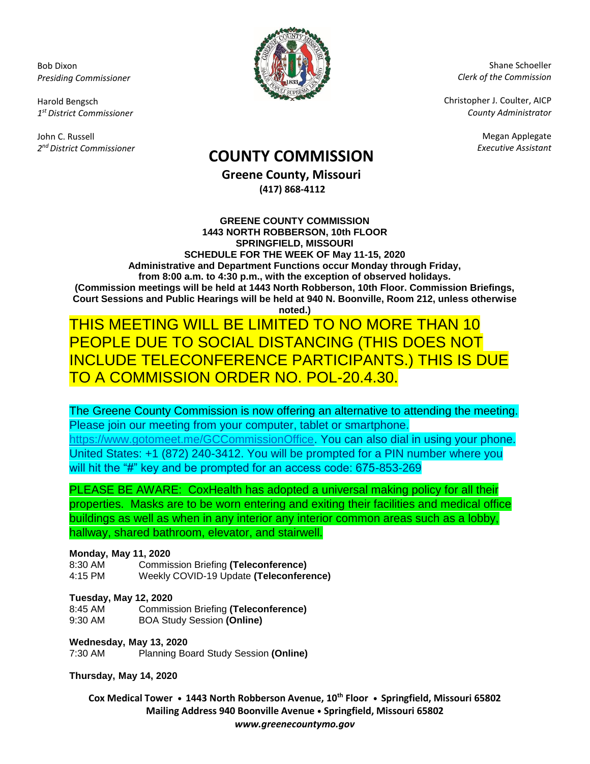Bob Dixon
*Presiding Commissioner*

Harold Bengsch
*1st District Commissioner*

John C. Russell
*2nd District Commissioner*

Shane Schoeller
*Clerk of the Commission*

Christopher J. Coulter, AICP
*County Administrator*

Megan Applegate
*Executive Assistant*

# COUNTY COMMISSION

**Greene County, Missouri**
**(417) 868-4112**

**GREENE COUNTY COMMISSION**
**1443 NORTH ROBBERSON, 10th FLOOR**
**SPRINGFIELD, MISSOURI**
**SCHEDULE FOR THE WEEK OF May 11-15, 2020**
**Administrative and Department Functions occur Monday through Friday, from 8:00 a.m. to 4:30 p.m., with the exception of observed holidays.**
**(Commission meetings will be held at 1443 North Robberson, 10th Floor. Commission Briefings, Court Sessions and Public Hearings will be held at 940 N. Boonville, Room 212, unless otherwise noted.)**

THIS MEETING WILL BE LIMITED TO NO MORE THAN 10 PEOPLE DUE TO SOCIAL DISTANCING (THIS DOES NOT INCLUDE TELECONFERENCE PARTICIPANTS.) THIS IS DUE TO A COMMISSION ORDER NO. POL-20.4.30.

The Greene County Commission is now offering an alternative to attending the meeting. Please join our meeting from your computer, tablet or smartphone. https://www.gotomeet.me/GCCommissionOffice. You can also dial in using your phone. United States: +1 (872) 240-3412. You will be prompted for a PIN number where you will hit the "#" key and be prompted for an access code: 675-853-269

PLEASE BE AWARE: CoxHealth has adopted a universal making policy for all their properties. Masks are to be worn entering and exiting their facilities and medical office buildings as well as when in any interior any interior common areas such as a lobby, hallway, shared bathroom, elevator, and stairwell.

**Monday, May 11, 2020**
8:30 AM Commission Briefing **(Teleconference)**
4:15 PM Weekly COVID-19 Update **(Teleconference)**

**Tuesday, May 12, 2020**
8:45 AM Commission Briefing **(Teleconference)**
9:30 AM BOA Study Session **(Online)**

**Wednesday, May 13, 2020**
7:30 AM Planning Board Study Session **(Online)**

**Thursday, May 14, 2020**

**Cox Medical Tower • 1443 North Robberson Avenue, 10th Floor • Springfield, Missouri 65802**
**Mailing Address 940 Boonville Avenue • Springfield, Missouri 65802**
***www.greenecountymo.gov***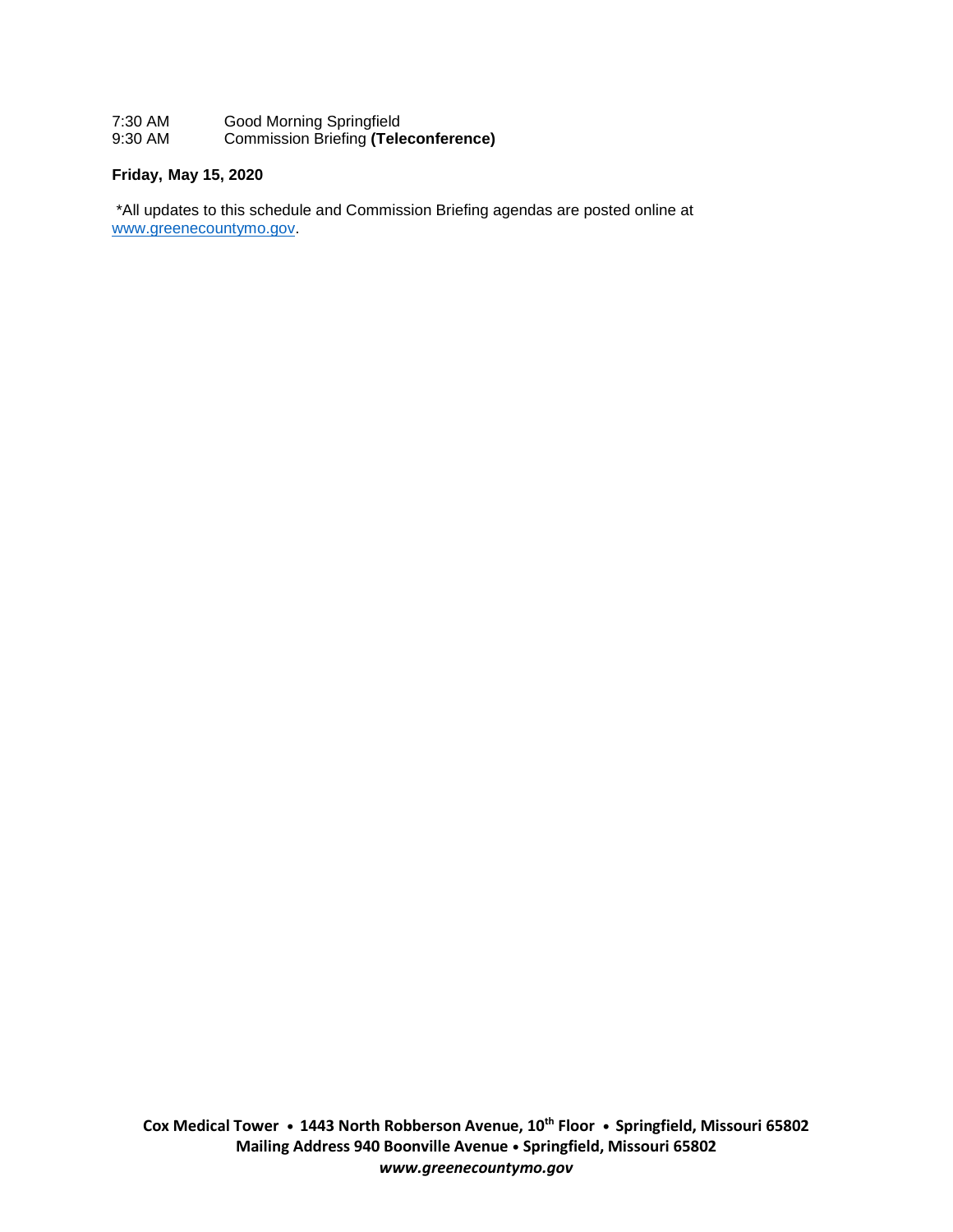7:30 AM Good Morning Springfield
9:30 AM Commission Briefing **(Teleconference)**

**Friday, May 15, 2020**

*All updates to this schedule and Commission Briefing agendas are posted online at www.greenecountymo.gov.